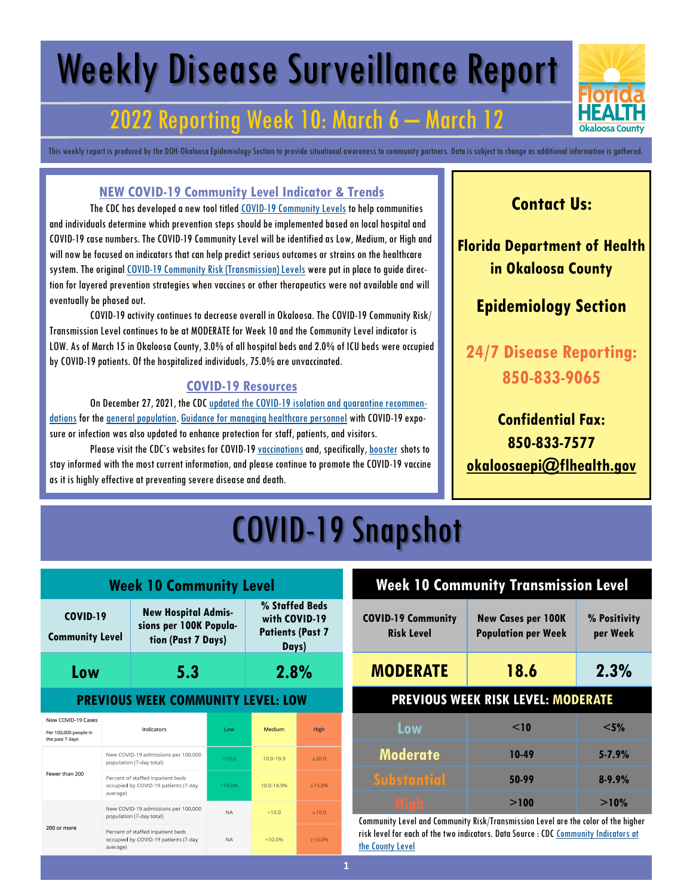# Weekly Disease Surveillance Report

## 2022 Reporting Week 10: March 6 – March 12

This weekly report is produced by the DOH-Okaloosa Epidemiology Section to provide situational awareness to community partners. Data is subject to change as additional information is gathered.

### NEW COVID-19 Community Level Indicator & Trends

The CDC has developed a new tool titled COVID-19 Community Levels to help communities and individuals determine which prevention steps should be implemented based on local hospital and COVID-19 case numbers. The COVID-19 Community Level will be identified as Low, Medium, or High and will now be focused on indicators that can help predict serious outcomes or strains on the healthcare system. The original COVID-19 Community Risk (Transmission) Levels were put in place to guide direction for layered prevention strategies when vaccines or other therapeutics were not available and will eventually be phased out.

COVID-19 activity continues to decrease overall in Okaloosa. The COVID-19 Community Risk/Transmission Level continues to be at MODERATE for Week 10 and the Community Level indicator is LOW. As of March 15 in Okaloosa County, 3.0% of all hospital beds and 2.0% of ICU beds were occupied by COVID-19 patients. Of the hospitalized individuals, 75.0% are unvaccinated.

### COVID-19 Resources

On December 27, 2021, the CDC updated the COVID-19 isolation and quarantine recommendations for the general population. Guidance for managing healthcare personnel with COVID-19 exposure or infection was also updated to enhance protection for staff, patients, and visitors.

Please visit the CDC's websites for COVID-19 vaccinations and, specifically, booster shots to stay informed with the most current information, and please continue to promote the COVID-19 vaccine as it is highly effective at preventing severe disease and death.

**Contact Us:**

**Florida Department of Health in Okaloosa County**

**Epidemiology Section**

**24/7 Disease Reporting: 850-833-9065**

**Confidential Fax: 850-833-7577**

**okaloosaepi@flhealth.gov**

# COVID-19 Snapshot

### Week 10 Community Level

| COVID-19 Community Level | New Hospital Admissions per 100K Population (Past 7 Days) | % Staffed Beds with COVID-19 Patients (Past 7 Days) |
|---|---|---|
| **Low** | **5.3** | **2.8%** |

**PREVIOUS WEEK COMMUNITY LEVEL: LOW**

| New COVID-19 Cases Per 100,000 people in the past 7 days | Indicators | Low | Medium | High |
|---|---|---|---|---|
| Fewer than 200 | New COVID-19 admissions per 100,000 population (7-day total) | <10.0 | 10.0-19.9 | ≥20.0 |
| | Percent of staffed inpatient beds occupied by COVID-19 patients (7-day average) | <10.0% | 10.0-14.9% | ≥15.0% |
| 200 or more | New COVID-19 admissions per 100,000 population (7-day total) | NA | <10.0 | ≥10.0 |
| | Percent of staffed inpatient beds occupied by COVID-19 patients (7-day average) | NA | <10.0% | ≥10.0% |

### Week 10 Community Transmission Level

| COVID-19 Community Risk Level | New Cases per 100K Population per Week | % Positivity per Week |
|---|---|---|
| **MODERATE** | **18.6** | **2.3%** |

**PREVIOUS WEEK RISK LEVEL: MODERATE**

| Level | New Cases per 100K Population per Week | % Positivity per Week |
|---|---|---|
| Low | <10 | <5% |
| Moderate | 10-49 | 5-7.9% |
| Substantial | 50-99 | 8-9.9% |
| High | >100 | >10% |

Community Level and Community Risk/Transmission Level are the color of the higher risk level for each of the two indicators. Data Source : CDC Community Indicators at the County Level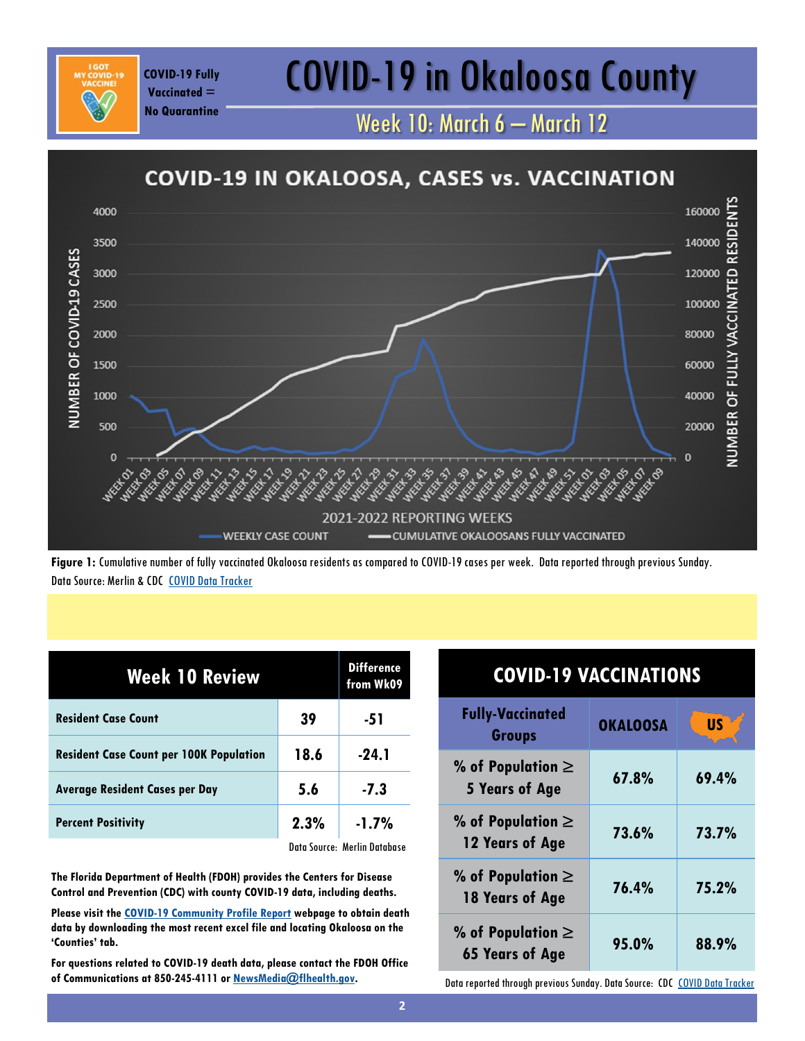COVID-19 Fully Vaccinated = No Quarantine

# COVID-19 in Okaloosa County

## Week 10: March 6 – March 12

**Figure 1:** Cumulative number of fully vaccinated Okaloosa residents as compared to COVID-19 cases per week. Data reported through previous Sunday. Data Source: Merlin & CDC COVID Data Tracker

| Week 10 Review | | Difference from Wk09 |
|---|---|---|
| Resident Case Count | 39 | -51 |
| Resident Case Count per 100K Population | 18.6 | -24.1 |
| Average Resident Cases per Day | 5.6 | -7.3 |
| Percent Positivity | 2.3% | -1.7% |

Data Source: Merlin Database

**The Florida Department of Health (FDOH) provides the Centers for Disease Control and Prevention (CDC) with county COVID-19 data, including deaths.**

**Please visit the COVID-19 Community Profile Report webpage to obtain death data by downloading the most recent excel file and locating Okaloosa on the 'Counties' tab.**

**For questions related to COVID-19 death data, please contact the FDOH Office of Communications at 850-245-4111 or NewsMedia@flhealth.gov.**

### COVID-19 VACCINATIONS

| Fully-Vaccinated Groups | OKALOOSA | US |
|---|---|---|
| % of Population ≥ 5 Years of Age | 67.8% | 69.4% |
| % of Population ≥ 12 Years of Age | 73.6% | 73.7% |
| % of Population ≥ 18 Years of Age | 76.4% | 75.2% |
| % of Population ≥ 65 Years of Age | 95.0% | 88.9% |

Data reported through previous Sunday. Data Source: CDC COVID Data Tracker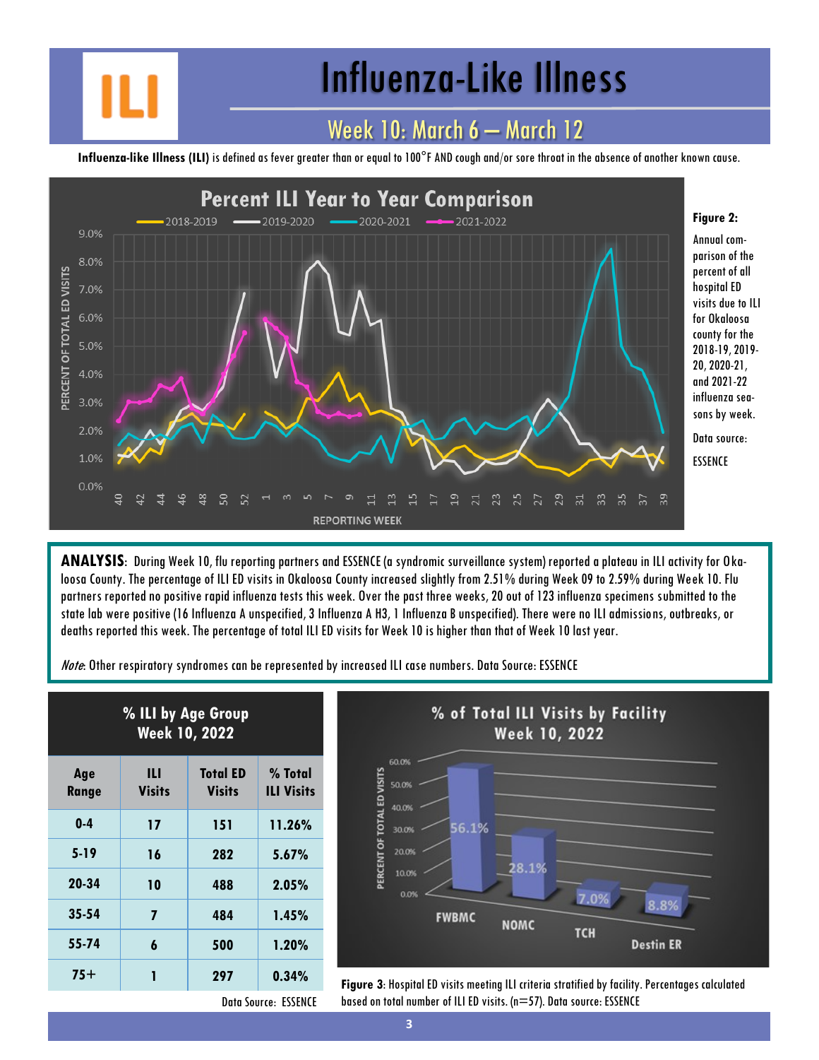# Influenza-Like Illness

## Week 10: March 6 – March 12

**Influenza-like Illness (ILI)** is defined as fever greater than or equal to 100°F AND cough and/or sore throat in the absence of another known cause.

**Figure 2:** Annual comparison of the percent of all hospital ED visits due to ILI for Okaloosa county for the 2018-19, 2019-20, 2020-21, and 2021-22 influenza seasons by week.

Data source: ESSENCE

**ANALYSIS**: During Week 10, flu reporting partners and ESSENCE (a syndromic surveillance system) reported a plateau in ILI activity for Okaloosa County. The percentage of ILI ED visits in Okaloosa County increased slightly from 2.51% during Week 09 to 2.59% during Week 10. Flu partners reported no positive rapid influenza tests this week. Over the past three weeks, 20 out of 123 influenza specimens submitted to the state lab were positive (16 Influenza A unspecified, 3 Influenza A H3, 1 Influenza B unspecified). There were no ILI admissions, outbreaks, or deaths reported this week. The percentage of total ILI ED visits for Week 10 is higher than that of Week 10 last year.

*Note*: Other respiratory syndromes can be represented by increased ILI case numbers. Data Source: ESSENCE

**% ILI by Age Group Week 10, 2022**

| Age Range | ILI Visits | Total ED Visits | % Total ILI Visits |
|---|---|---|---|
| 0-4 | 17 | 151 | 11.26% |
| 5-19 | 16 | 282 | 5.67% |
| 20-34 | 10 | 488 | 2.05% |
| 35-54 | 7 | 484 | 1.45% |
| 55-74 | 6 | 500 | 1.20% |
| 75+ | 1 | 297 | 0.34% |

Data Source: ESSENCE

**% of Total ILI Visits by Facility Week 10, 2022**

| Facility | % of Total ED Visits |
|---|---|
| FWBMC | 56.1% |
| NOMC | 28.1% |
| TCH | 7.0% |
| Destin ER | 8.8% |

**Figure 3**: Hospital ED visits meeting ILI criteria stratified by facility. Percentages calculated based on total number of ILI ED visits. (n=57). Data source: ESSENCE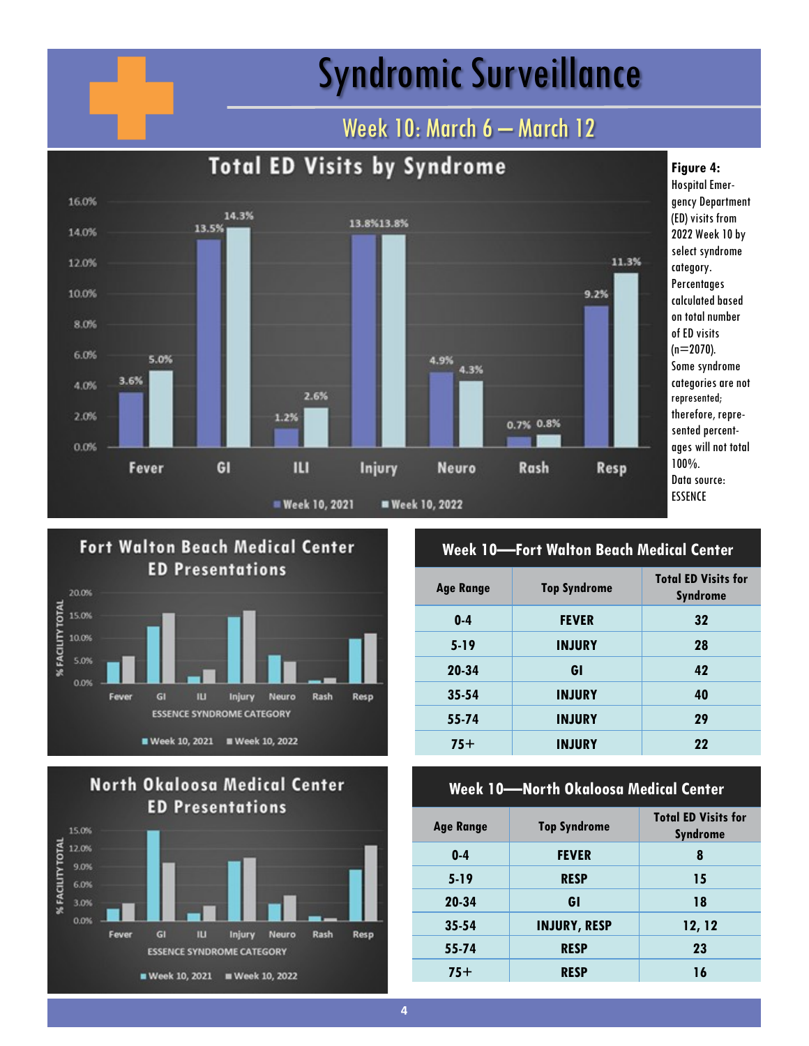# Syndromic Surveillance

## Week 10: March 6 – March 12

### Total ED Visits by Syndrome

| Syndrome | Week 10, 2021 | Week 10, 2022 |
|---|---|---|
| Fever | 3.6% | 5.0% |
| GI | 13.5% | 14.3% |
| ILI | 1.2% | 2.6% |
| Injury | 13.8% | 13.8% |
| Neuro | 4.9% | 4.3% |
| Rash | 0.7% | 0.8% |
| Resp | 9.2% | 11.3% |

**Figure 4:** Hospital Emergency Department (ED) visits from 2022 Week 10 by select syndrome category. Percentages calculated based on total number of ED visits (n=2070). Some syndrome categories are not represented; therefore, represented percentages will not total 100%. Data source: ESSENCE

### Fort Walton Beach Medical Center ED Presentations

% FACILITY TOTAL by ESSENCE SYNDROME CATEGORY (Fever, GI, ILI, Injury, Neuro, Rash, Resp); Week 10, 2021 vs. Week 10, 2022

| Week 10—Fort Walton Beach Medical Center | | |
|---|---|---|
| **Age Range** | **Top Syndrome** | **Total ED Visits for Syndrome** |
| 0-4 | FEVER | 32 |
| 5-19 | INJURY | 28 |
| 20-34 | GI | 42 |
| 35-54 | INJURY | 40 |
| 55-74 | INJURY | 29 |
| 75+ | INJURY | 22 |

### North Okaloosa Medical Center ED Presentations

% FACILITY TOTAL by ESSENCE SYNDROME CATEGORY (Fever, GI, ILI, Injury, Neuro, Rash, Resp); Week 10, 2021 vs. Week 10, 2022

| Week 10—North Okaloosa Medical Center | | |
|---|---|---|
| **Age Range** | **Top Syndrome** | **Total ED Visits for Syndrome** |
| 0-4 | FEVER | 8 |
| 5-19 | RESP | 15 |
| 20-34 | GI | 18 |
| 35-54 | INJURY, RESP | 12, 12 |
| 55-74 | RESP | 23 |
| 75+ | RESP | 16 |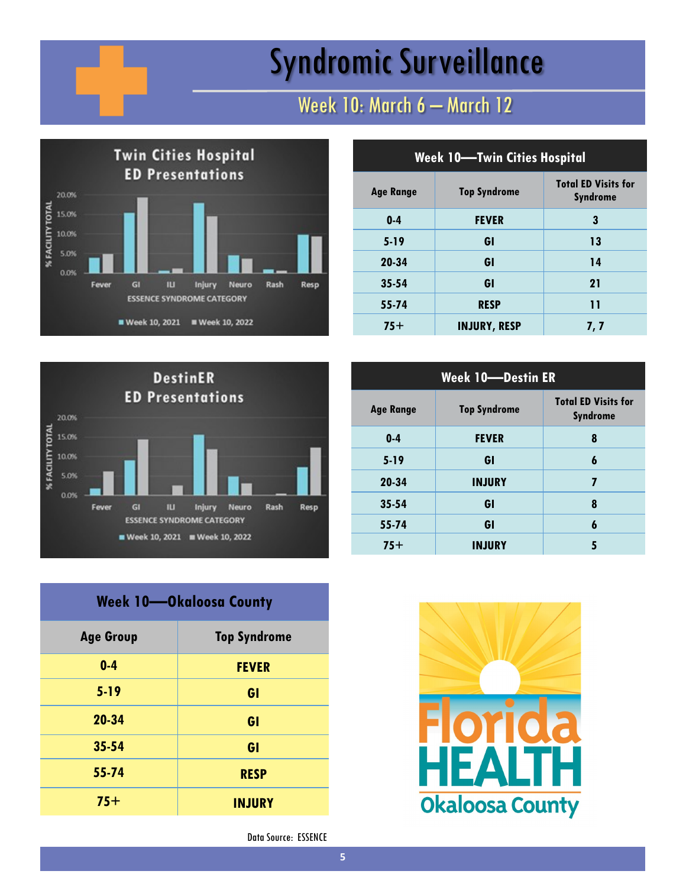// Syndromic Surveillance

## Week 10: March 6 – March 12

**Twin Cities Hospital ED Presentations**

% FACILITY TOTAL

20.0%
15.0%
10.0%
5.0%
0.0%

Fever GI ILI Injury Neuro Rash Resp

ESSENCE SYNDROME CATEGORY

■ Week 10, 2021 ■ Week 10, 2022

| Week 10—Twin Cities Hospital | | |
|---|---|---|
| **Age Range** | **Top Syndrome** | **Total ED Visits for Syndrome** |
| 0-4 | FEVER | 3 |
| 5-19 | GI | 13 |
| 20-34 | GI | 14 |
| 35-54 | GI | 21 |
| 55-74 | RESP | 11 |
| 75+ | INJURY, RESP | 7, 7 |

**DestinER ED Presentations**

% FACILITY TOTAL

20.0%
15.0%
10.0%
5.0%
0.0%

Fever GI ILI Injury Neuro Rash Resp

ESSENCE SYNDROME CATEGORY

■ Week 10, 2021 ■ Week 10, 2022

| Week 10—Destin ER | | |
|---|---|---|
| **Age Range** | **Top Syndrome** | **Total ED Visits for Syndrome** |
| 0-4 | FEVER | 8 |
| 5-19 | GI | 6 |
| 20-34 | INJURY | 7 |
| 35-54 | GI | 8 |
| 55-74 | GI | 6 |
| 75+ | INJURY | 5 |

| Week 10—Okaloosa County | |
|---|---|
| **Age Group** | **Top Syndrome** |
| 0-4 | FEVER |
| 5-19 | GI |
| 20-34 | GI |
| 35-54 | GI |
| 55-74 | RESP |
| 75+ | INJURY |

Florida HEALTH Okaloosa County

Data Source: ESSENCE